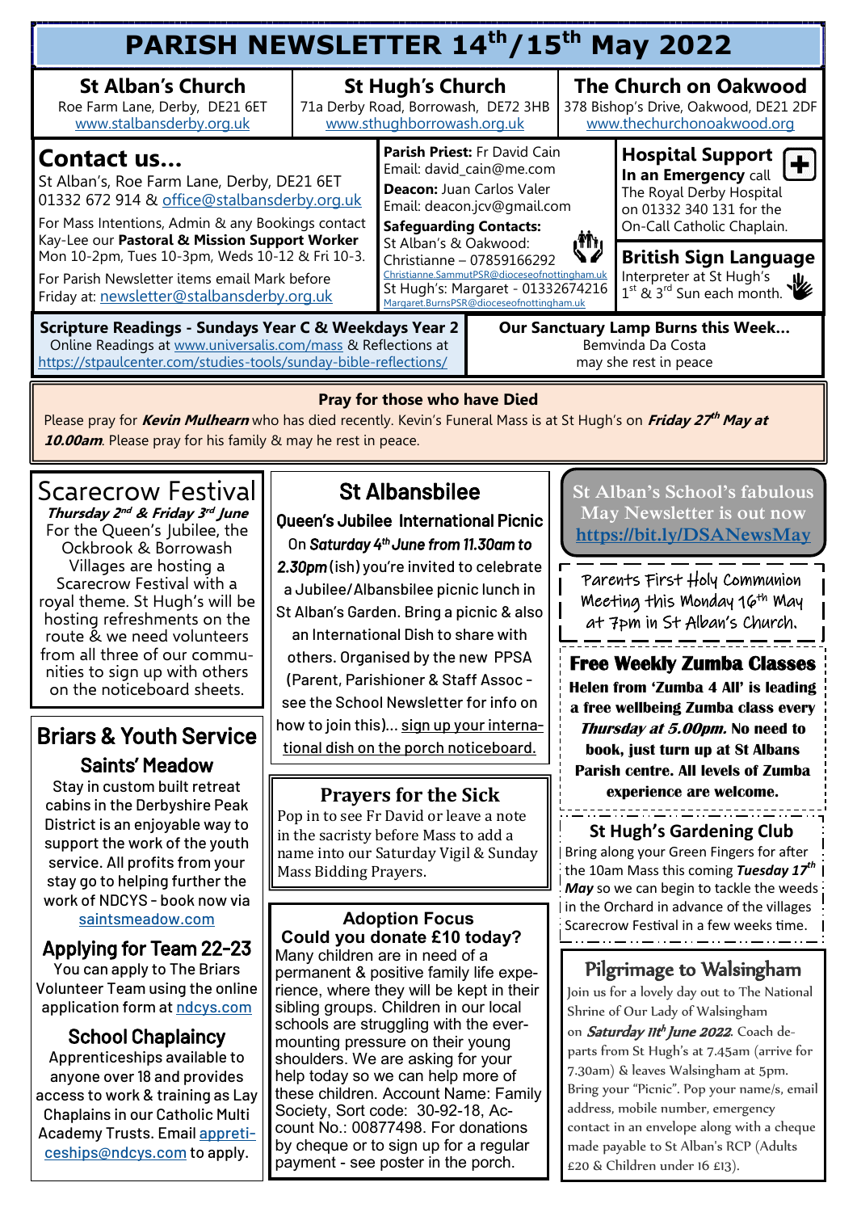# PARISH NEWSLETTER 14th/15th May 2022

**St Alban's Church**
Roe Farm Lane, Derby, DE21 6ET
www.stalbansderby.org.uk

**St Hugh's Church**
71a Derby Road, Borrowash, DE72 3HB
www.sthughborrowash.org.uk

**The Church on Oakwood**
378 Bishop's Drive, Oakwood, DE21 2DF
www.thechurchonoakwood.org

## Contact us...

St Alban's, Roe Farm Lane, Derby, DE21 6ET
01332 672 914 & office@stalbansderby.org.uk

For Mass Intentions, Admin & any Bookings contact Kay-Lee our **Pastoral & Mission Support Worker** Mon 10-2pm, Tues 10-3pm, Weds 10-12 & Fri 10-3.

For Parish Newsletter items email Mark before Friday at: newsletter@stalbansderby.org.uk

**Parish Priest:** Fr David Cain
Email: david_cain@me.com
**Deacon:** Juan Carlos Valer
Email: deacon.jcv@gmail.com
**Safeguarding Contacts:**
St Alban's & Oakwood:
Christianne – 07859166292
Christianne.SammutPSR@dioceseofnottingham.uk
St Hugh's: Margaret - 01332674216
Margaret.BurnsPSR@dioceseofnottingham.uk

## Hospital Support

**In an Emergency** call The Royal Derby Hospital on 01332 340 131 for the On-Call Catholic Chaplain.

## British Sign Language

Interpreter at St Hugh's 1st & 3rd Sun each month.

**Scripture Readings - Sundays Year C & Weekdays Year 2**
Online Readings at www.universalis.com/mass & Reflections at https://stpaulcenter.com/studies-tools/sunday-bible-reflections/

**Our Sanctuary Lamp Burns this Week...**
Bemvinda Da Costa
may she rest in peace

### Pray for those who have Died

Please pray for ***Kevin Mulhearn*** who has died recently. Kevin's Funeral Mass is at St Hugh's on ***Friday 27th May at 10.00am***. Please pray for his family & may he rest in peace.

## Scarecrow Festival

***Thursday 2nd & Friday 3rd June***

For the Queen's Jubilee, the Ockbrook & Borrowash Villages are hosting a Scarecrow Festival with a royal theme. St Hugh's will be hosting refreshments on the route & we need volunteers from all three of our communities to sign up with others on the noticeboard sheets.

## Briars & Youth Service

### Saints' Meadow

Stay in custom built retreat cabins in the Derbyshire Peak District is an enjoyable way to support the work of the youth service. All profits from your stay go to helping further the work of NDCYS - book now via saintsmeadow.com

### Applying for Team 22-23

You can apply to The Briars Volunteer Team using the online application form at ndcys.com

### School Chaplaincy

Apprenticeships available to anyone over 18 and provides access to work & training as Lay Chaplains in our Catholic Multi Academy Trusts. Email appreticeships@ndcys.com to apply.

## St Albansbilee

**Queen's Jubilee International Picnic**

On ***Saturday 4th June from 11.30am to 2.30pm*** (ish) you're invited to celebrate a Jubilee/Albansbilee picnic lunch in St Alban's Garden. Bring a picnic & also an International Dish to share with others. Organised by the new PPSA (Parent, Parishioner & Staff Assoc - see the School Newsletter for info on how to join this)... sign up your international dish on the porch noticeboard.

## Prayers for the Sick

Pop in to see Fr David or leave a note in the sacristy before Mass to add a name into our Saturday Vigil & Sunday Mass Bidding Prayers.

## Adoption Focus

**Could you donate £10 today?**

Many children are in need of a permanent & positive family life experience, where they will be kept in their sibling groups. Children in our local schools are struggling with the ever-mounting pressure on their young shoulders. We are asking for your help today so we can help more of these children. Account Name: Family Society, Sort code: 30-92-18, Account No.: 00877498. For donations by cheque or to sign up for a regular payment - see poster in the porch.

**St Alban's School's fabulous May Newsletter is out now**
https://bit.ly/DSANewsMay

Parents First Holy Communion Meeting this Monday 16th May at 7pm in St Alban's Church.

## Free Weekly Zumba Classes

**Helen from 'Zumba 4 All' is leading a free wellbeing Zumba class every *Thursday at 5.00pm.* No need to book, just turn up at St Albans Parish centre. All levels of Zumba experience are welcome.**

## St Hugh's Gardening Club

Bring along your Green Fingers for after the 10am Mass this coming ***Tuesday 17th May*** so we can begin to tackle the weeds in the Orchard in advance of the villages Scarecrow Festival in a few weeks time.

## Pilgrimage to Walsingham

Join us for a lovely day out to The National Shrine of Our Lady of Walsingham on ***Saturday 11th June 2022***. Coach departs from St Hugh's at 7.45am (arrive for 7.30am) & leaves Walsingham at 5pm. Bring your "Picnic". Pop your name/s, email address, mobile number, emergency contact in an envelope along with a cheque made payable to St Alban's RCP (Adults £20 & Children under 16 £13).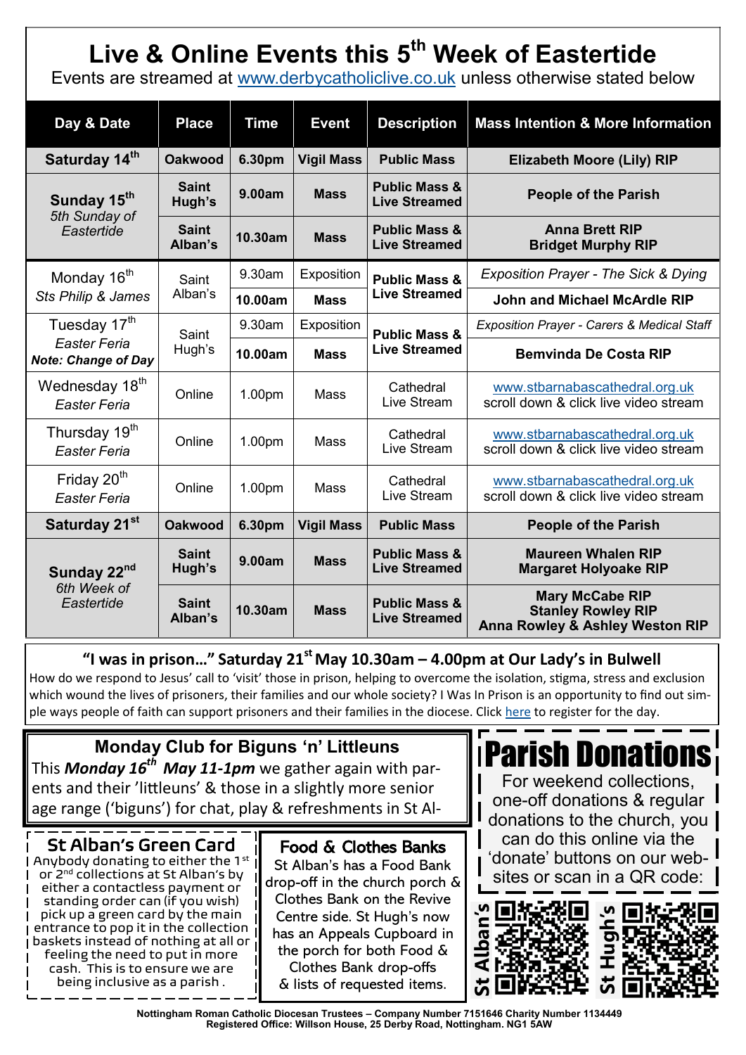# Live & Online Events this 5th Week of Eastertide

Events are streamed at www.derbycatholiclive.co.uk unless otherwise stated below

| Day & Date | Place | Time | Event | Description | Mass Intention & More Information |
|---|---|---|---|---|---|
| **Saturday 14th** | **Oakwood** | **6.30pm** | **Vigil Mass** | **Public Mass** | **Elizabeth Moore (Lily) RIP** |
| **Sunday 15th** *5th Sunday of Eastertide* | **Saint Hugh's** | **9.00am** | **Mass** | **Public Mass & Live Streamed** | **People of the Parish** |
| | **Saint Alban's** | **10.30am** | **Mass** | **Public Mass & Live Streamed** | **Anna Brett RIP** **Bridget Murphy RIP** |
| Monday 16th *Sts Philip & James* | Saint Alban's | 9.30am | Exposition | **Public Mass & Live Streamed** | *Exposition Prayer - The Sick & Dying* |
| | | **10.00am** | **Mass** | | **John and Michael McArdle RIP** |
| Tuesday 17th *Easter Feria* ***Note: Change of Day*** | Saint Hugh's | 9.30am | Exposition | **Public Mass & Live Streamed** | *Exposition Prayer - Carers & Medical Staff* |
| | | **10.00am** | **Mass** | | **Bemvinda De Costa RIP** |
| Wednesday 18th *Easter Feria* | Online | 1.00pm | Mass | Cathedral Live Stream | www.stbarnabascathedral.org.uk scroll down & click live video stream |
| Thursday 19th *Easter Feria* | Online | 1.00pm | Mass | Cathedral Live Stream | www.stbarnabascathedral.org.uk scroll down & click live video stream |
| Friday 20th *Easter Feria* | Online | 1.00pm | Mass | Cathedral Live Stream | www.stbarnabascathedral.org.uk scroll down & click live video stream |
| **Saturday 21st** | **Oakwood** | **6.30pm** | **Vigil Mass** | **Public Mass** | **People of the Parish** |
| **Sunday 22nd** *6th Week of Eastertide* | **Saint Hugh's** | **9.00am** | **Mass** | **Public Mass & Live Streamed** | **Maureen Whalen RIP** **Margaret Holyoake RIP** |
| | **Saint Alban's** | **10.30am** | **Mass** | **Public Mass & Live Streamed** | **Mary McCabe RIP** **Stanley Rowley RIP** **Anna Rowley & Ashley Weston RIP** |

## "I was in prison…" Saturday 21st May 10.30am – 4.00pm at Our Lady's in Bulwell

How do we respond to Jesus' call to 'visit' those in prison, helping to overcome the isolation, stigma, stress and exclusion which wound the lives of prisoners, their families and our whole society? I Was In Prison is an opportunity to find out simple ways people of faith can support prisoners and their families in the diocese. Click here to register for the day.

## Monday Club for Biguns 'n' Littleuns

This ***Monday 16th May 11-1pm*** we gather again with parents and their 'littleuns' & those in a slightly more senior age range ('biguns') for chat, play & refreshments in St Al-

## St Alban's Green Card

Anybody donating to either the 1st or 2nd collections at St Alban's by either a contactless payment or standing order can (if you wish) pick up a green card by the main entrance to pop it in the collection baskets instead of nothing at all or feeling the need to put in more cash. This is to ensure we are being inclusive as a parish .

## Food & Clothes Banks

St Alban's has a Food Bank drop-off in the church porch & Clothes Bank on the Revive Centre side. St Hugh's now has an Appeals Cupboard in the porch for both Food & Clothes Bank drop-offs & lists of requested items.

## Parish Donations

For weekend collections, one-off donations & regular donations to the church, you can do this online via the 'donate' buttons on our websites or scan in a QR code:

St Alban's

St Hugh's

Nottingham Roman Catholic Diocesan Trustees – Company Number 7151646 Charity Number 1134449
Registered Office: Willson House, 25 Derby Road, Nottingham. NG1 5AW